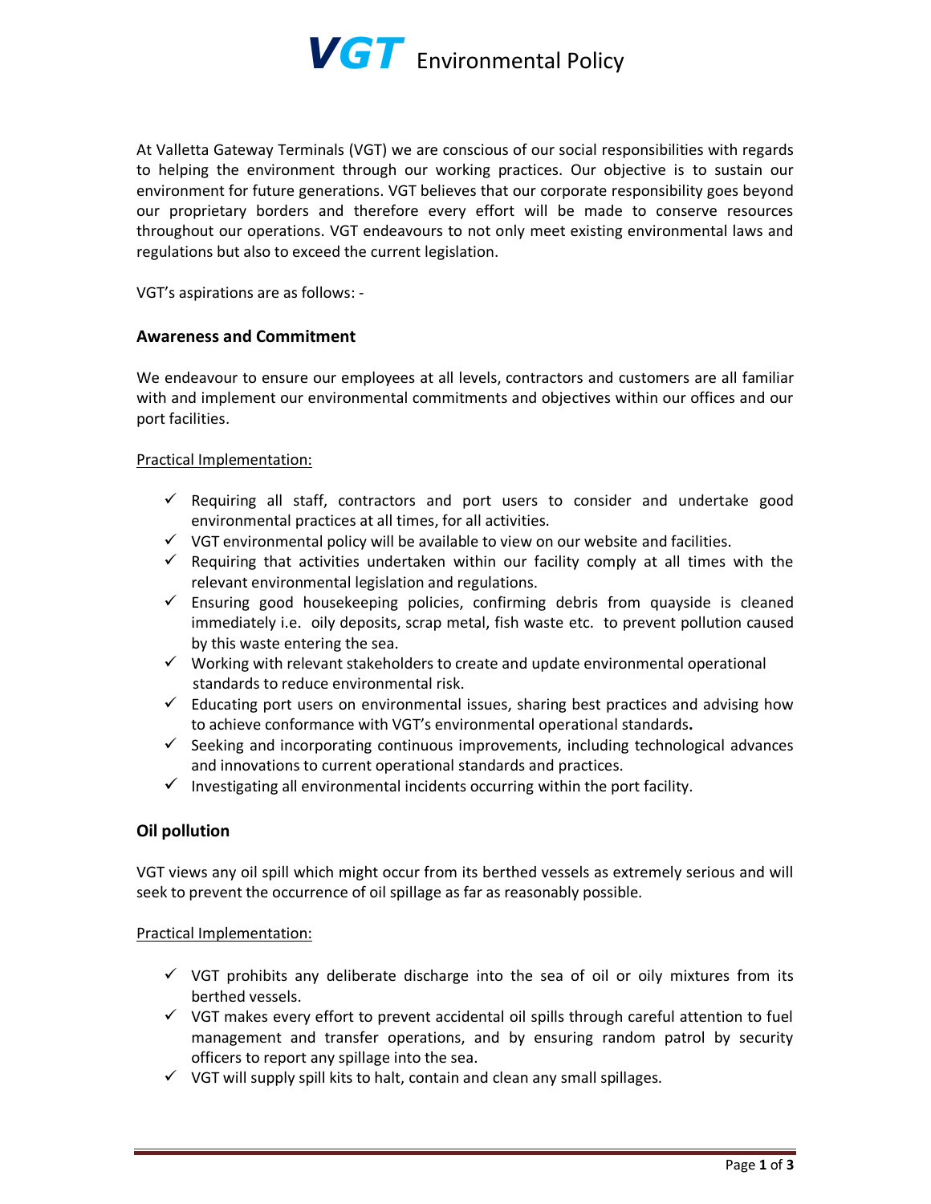# VGT Environmental Policy

At Valletta Gateway Terminals (VGT) we are conscious of our social responsibilities with regards to helping the environment through our working practices. Our objective is to sustain our environment for future generations. VGT believes that our corporate responsibility goes beyond our proprietary borders and therefore every effort will be made to conserve resources throughout our operations. VGT endeavours to not only meet existing environmental laws and regulations but also to exceed the current legislation.

VGT's aspirations are as follows: -

## Awareness and Commitment

We endeavour to ensure our employees at all levels, contractors and customers are all familiar with and implement our environmental commitments and objectives within our offices and our port facilities.

Practical Implementation:

- ✓ Requiring all staff, contractors and port users to consider and undertake good environmental practices at all times, for all activities.
- ✓ VGT environmental policy will be available to view on our website and facilities.
- ✓ Requiring that activities undertaken within our facility comply at all times with the relevant environmental legislation and regulations.
- ✓ Ensuring good housekeeping policies, confirming debris from quayside is cleaned immediately i.e. oily deposits, scrap metal, fish waste etc. to prevent pollution caused by this waste entering the sea.
- ✓ Working with relevant stakeholders to create and update environmental operational standards to reduce environmental risk.
- ✓ Educating port users on environmental issues, sharing best practices and advising how to achieve conformance with VGT's environmental operational standards**.**
- ✓ Seeking and incorporating continuous improvements, including technological advances and innovations to current operational standards and practices.
- ✓ Investigating all environmental incidents occurring within the port facility.

## Oil pollution

VGT views any oil spill which might occur from its berthed vessels as extremely serious and will seek to prevent the occurrence of oil spillage as far as reasonably possible.

Practical Implementation:

- ✓ VGT prohibits any deliberate discharge into the sea of oil or oily mixtures from its berthed vessels.
- ✓ VGT makes every effort to prevent accidental oil spills through careful attention to fuel management and transfer operations, and by ensuring random patrol by security officers to report any spillage into the sea.
- ✓ VGT will supply spill kits to halt, contain and clean any small spillages.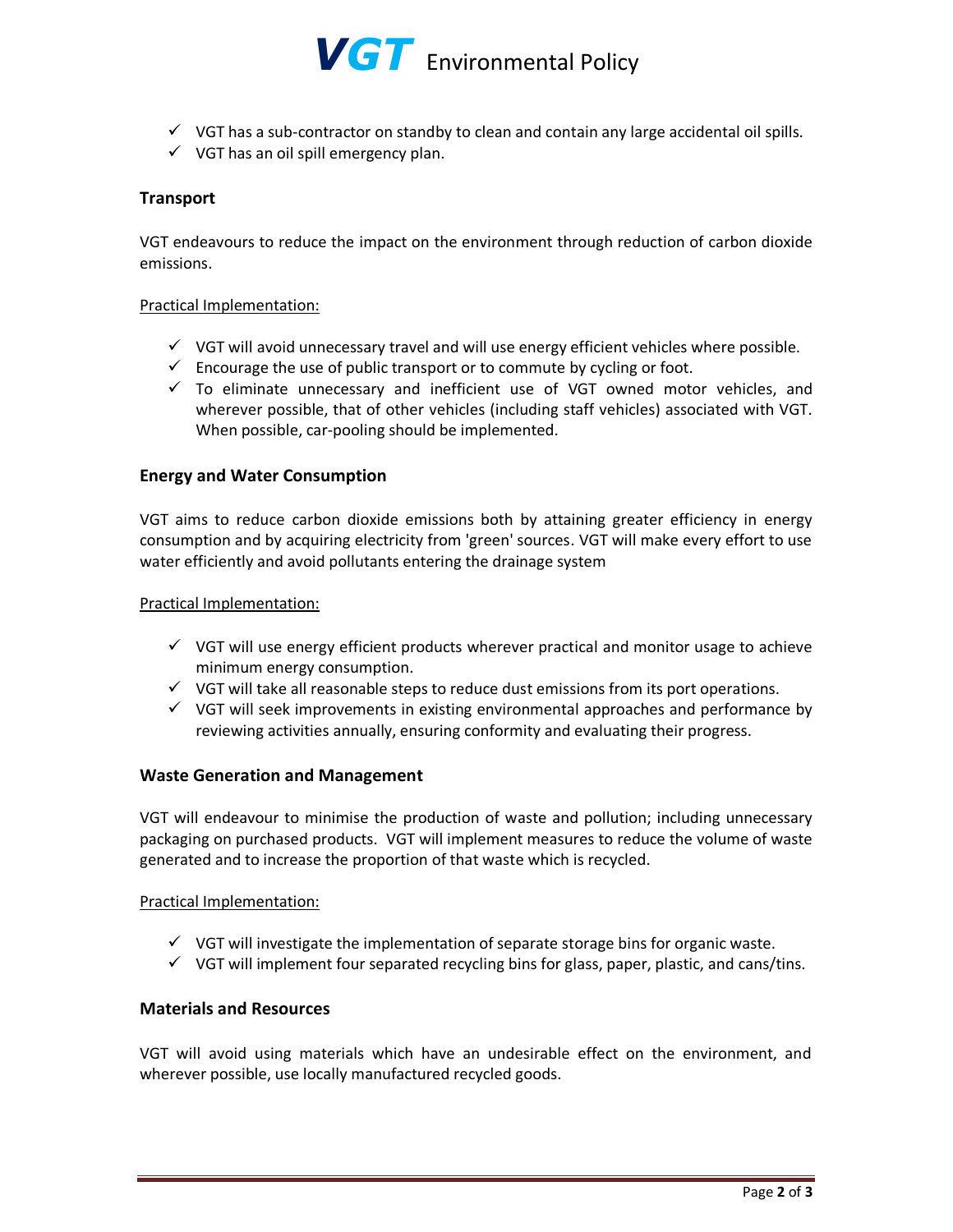- ✓ VGT has a sub-contractor on standby to clean and contain any large accidental oil spills.
- ✓ VGT has an oil spill emergency plan.

### Transport

VGT endeavours to reduce the impact on the environment through reduction of carbon dioxide emissions.

<u>Practical Implementation:</u>

- ✓ VGT will avoid unnecessary travel and will use energy efficient vehicles where possible.
- ✓ Encourage the use of public transport or to commute by cycling or foot.
- ✓ To eliminate unnecessary and inefficient use of VGT owned motor vehicles, and wherever possible, that of other vehicles (including staff vehicles) associated with VGT. When possible, car-pooling should be implemented.

### Energy and Water Consumption

VGT aims to reduce carbon dioxide emissions both by attaining greater efficiency in energy consumption and by acquiring electricity from 'green' sources. VGT will make every effort to use water efficiently and avoid pollutants entering the drainage system

<u>Practical Implementation:</u>

- ✓ VGT will use energy efficient products wherever practical and monitor usage to achieve minimum energy consumption.
- ✓ VGT will take all reasonable steps to reduce dust emissions from its port operations.
- ✓ VGT will seek improvements in existing environmental approaches and performance by reviewing activities annually, ensuring conformity and evaluating their progress.

### Waste Generation and Management

VGT will endeavour to minimise the production of waste and pollution; including unnecessary packaging on purchased products. VGT will implement measures to reduce the volume of waste generated and to increase the proportion of that waste which is recycled.

<u>Practical Implementation:</u>

- ✓ VGT will investigate the implementation of separate storage bins for organic waste.
- ✓ VGT will implement four separated recycling bins for glass, paper, plastic, and cans/tins.

### Materials and Resources

VGT will avoid using materials which have an undesirable effect on the environment, and wherever possible, use locally manufactured recycled goods.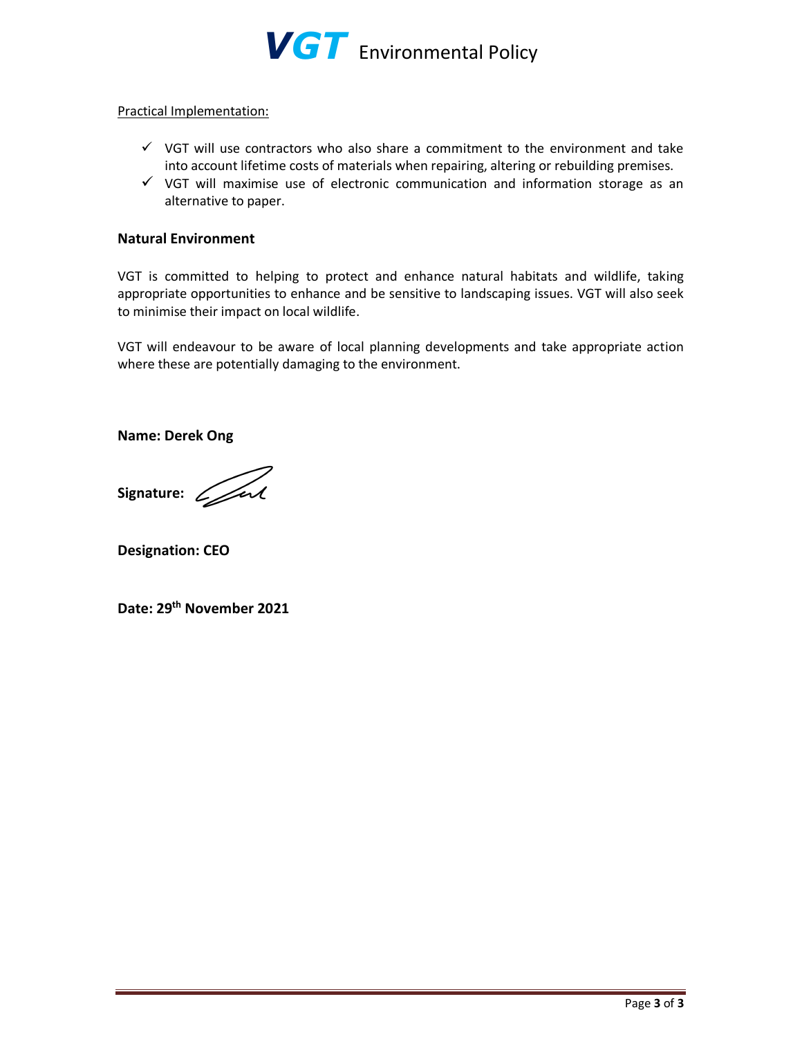Practical Implementation:

- ✓ VGT will use contractors who also share a commitment to the environment and take into account lifetime costs of materials when repairing, altering or rebuilding premises.
- ✓ VGT will maximise use of electronic communication and information storage as an alternative to paper.

**Natural Environment**

VGT is committed to helping to protect and enhance natural habitats and wildlife, taking appropriate opportunities to enhance and be sensitive to landscaping issues. VGT will also seek to minimise their impact on local wildlife.

VGT will endeavour to be aware of local planning developments and take appropriate action where these are potentially damaging to the environment.

**Name: Derek Ong**

**Signature:**

**Designation: CEO**

**Date: 29th November 2021**